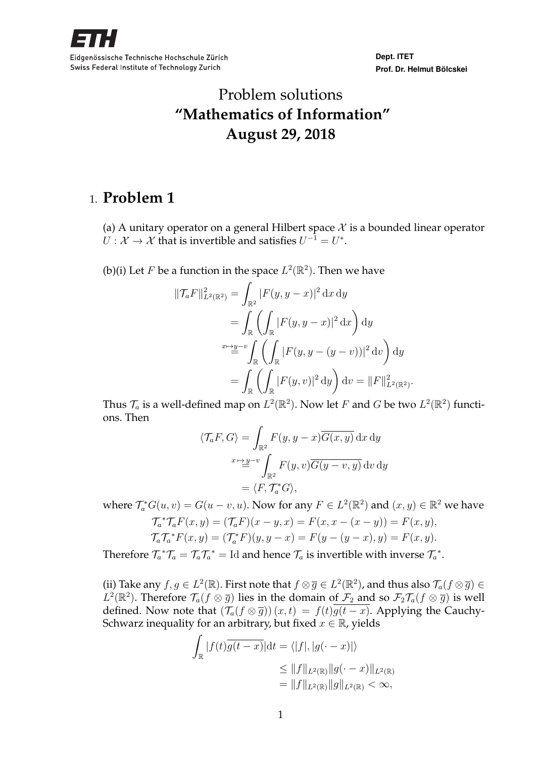Eidgenössische Technische Hochschule Zürich
Swiss Federal Institute of Technology Zurich

**Dept. ITET**
**Prof. Dr. Helmut Bölcskei**

# Problem solutions
# **"Mathematics of Information"**
# **August 29, 2018**

## 1. **Problem 1**

(a) A unitary operator on a general Hilbert space $\mathcal{X}$ is a bounded linear operator $U : \mathcal{X} \to \mathcal{X}$ that is invertible and satisfies $U^{-1} = U^*$.

(b)(i) Let $F$ be a function in the space $L^2(\mathbb{R}^2)$. Then we have

$$
\begin{aligned}
\|\mathcal{T}_a F\|^2_{L^2(\mathbb{R}^2)} &= \int_{\mathbb{R}^2} |F(y, y-x)|^2 \,\mathrm{d}x\,\mathrm{d}y \\
&= \int_{\mathbb{R}} \left( \int_{\mathbb{R}} |F(y, y-x)|^2 \,\mathrm{d}x \right) \mathrm{d}y \\
&\overset{x \mapsto y-v}{=} \int_{\mathbb{R}} \left( \int_{\mathbb{R}} |F(y, y-(y-v))|^2 \,\mathrm{d}v \right) \mathrm{d}y \\
&= \int_{\mathbb{R}} \left( \int_{\mathbb{R}} |F(y, v)|^2 \,\mathrm{d}y \right) \mathrm{d}v = \|F\|^2_{L^2(\mathbb{R}^2)}.
\end{aligned}
$$

Thus $\mathcal{T}_a$ is a well-defined map on $L^2(\mathbb{R}^2)$. Now let $F$ and $G$ be two $L^2(\mathbb{R}^2)$ functions. Then

$$
\begin{aligned}
\langle \mathcal{T}_a F, G \rangle &= \int_{\mathbb{R}^2} F(y, y-x)\overline{G(x, y)} \,\mathrm{d}x\,\mathrm{d}y \\
&\overset{x \mapsto y-v}{=} \int_{\mathbb{R}^2} F(y, v)\overline{G(y-v, y)} \,\mathrm{d}v\,\mathrm{d}y \\
&= \langle F, \mathcal{T}_a^* G \rangle,
\end{aligned}
$$

where $\mathcal{T}_a^* G(u, v) = G(u-v, u)$. Now for any $F \in L^2(\mathbb{R}^2)$ and $(x, y) \in \mathbb{R}^2$ we have

$$
\begin{aligned}
\mathcal{T}_a{}^* \mathcal{T}_a F(x, y) &= (\mathcal{T}_a F)(x-y, x) = F(x, x-(x-y)) = F(x, y), \\
\mathcal{T}_a \mathcal{T}_a{}^* F(x, y) &= (\mathcal{T}_a^* F)(y, y-x) = F(y-(y-x), y) = F(x, y).
\end{aligned}
$$

Therefore $\mathcal{T}_a{}^* \mathcal{T}_a = \mathcal{T}_a \mathcal{T}_a{}^* = \mathrm{Id}$ and hence $\mathcal{T}_a$ is invertible with inverse $\mathcal{T}_a{}^*$.

(ii) Take any $f, g \in L^2(\mathbb{R})$. First note that $f \otimes \overline{g} \in L^2(\mathbb{R}^2)$, and thus also $\mathcal{T}_a(f \otimes \overline{g}) \in L^2(\mathbb{R}^2)$. Therefore $\mathcal{T}_a(f \otimes \overline{g})$ lies in the domain of $\mathcal{F}_2$ and so $\mathcal{F}_2 \mathcal{T}_a(f \otimes \overline{g})$ is well defined. Now note that $(\mathcal{T}_a(f \otimes \overline{g}))(x, t) = f(t)\overline{g(t-x)}$. Applying the Cauchy-Schwarz inequality for an arbitrary, but fixed $x \in \mathbb{R}$, yields

$$
\begin{aligned}
\int_{\mathbb{R}} |f(t)\overline{g(t-x)}| \mathrm{d}t &= \langle |f|, |g(\cdot - x)| \rangle \\
&\leq \|f\|_{L^2(\mathbb{R})} \|g(\cdot - x)\|_{L^2(\mathbb{R})} \\
&= \|f\|_{L^2(\mathbb{R})} \|g\|_{L^2(\mathbb{R})} < \infty,
\end{aligned}
$$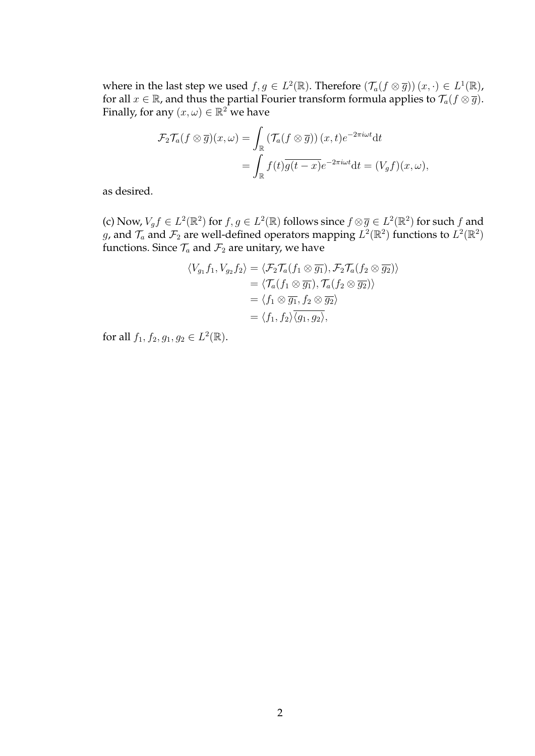where in the last step we used $f, g \in L^2(\mathbb{R})$. Therefore $(\mathcal{T}_a(f \otimes \overline{g}))(x, \cdot) \in L^1(\mathbb{R})$, for all $x \in \mathbb{R}$, and thus the partial Fourier transform formula applies to $\mathcal{T}_a(f \otimes \overline{g})$. Finally, for any $(x, \omega) \in \mathbb{R}^2$ we have

$$
\begin{aligned}
\mathcal{F}_2 \mathcal{T}_a(f \otimes \overline{g})(x, \omega) &= \int_{\mathbb{R}} (\mathcal{T}_a(f \otimes \overline{g}))(x, t) e^{-2\pi i \omega t} \mathrm{d}t \\
&= \int_{\mathbb{R}} f(t) \overline{g(t - x)} e^{-2\pi i \omega t} \mathrm{d}t = (V_g f)(x, \omega),
\end{aligned}
$$

as desired.

(c) Now, $V_g f \in L^2(\mathbb{R}^2)$ for $f, g \in L^2(\mathbb{R})$ follows since $f \otimes \overline{g} \in L^2(\mathbb{R}^2)$ for such $f$ and $g$, and $\mathcal{T}_a$ and $\mathcal{F}_2$ are well-defined operators mapping $L^2(\mathbb{R}^2)$ functions to $L^2(\mathbb{R}^2)$ functions. Since $\mathcal{T}_a$ and $\mathcal{F}_2$ are unitary, we have

$$
\begin{aligned}
\langle V_{g_1} f_1, V_{g_2} f_2 \rangle &= \langle \mathcal{F}_2 \mathcal{T}_a(f_1 \otimes \overline{g_1}), \mathcal{F}_2 \mathcal{T}_a(f_2 \otimes \overline{g_2}) \rangle \\
&= \langle \mathcal{T}_a(f_1 \otimes \overline{g_1}), \mathcal{T}_a(f_2 \otimes \overline{g_2}) \rangle \\
&= \langle f_1 \otimes \overline{g_1}, f_2 \otimes \overline{g_2} \rangle \\
&= \langle f_1, f_2 \rangle \overline{\langle g_1, g_2 \rangle},
\end{aligned}
$$

for all $f_1, f_2, g_1, g_2 \in L^2(\mathbb{R})$.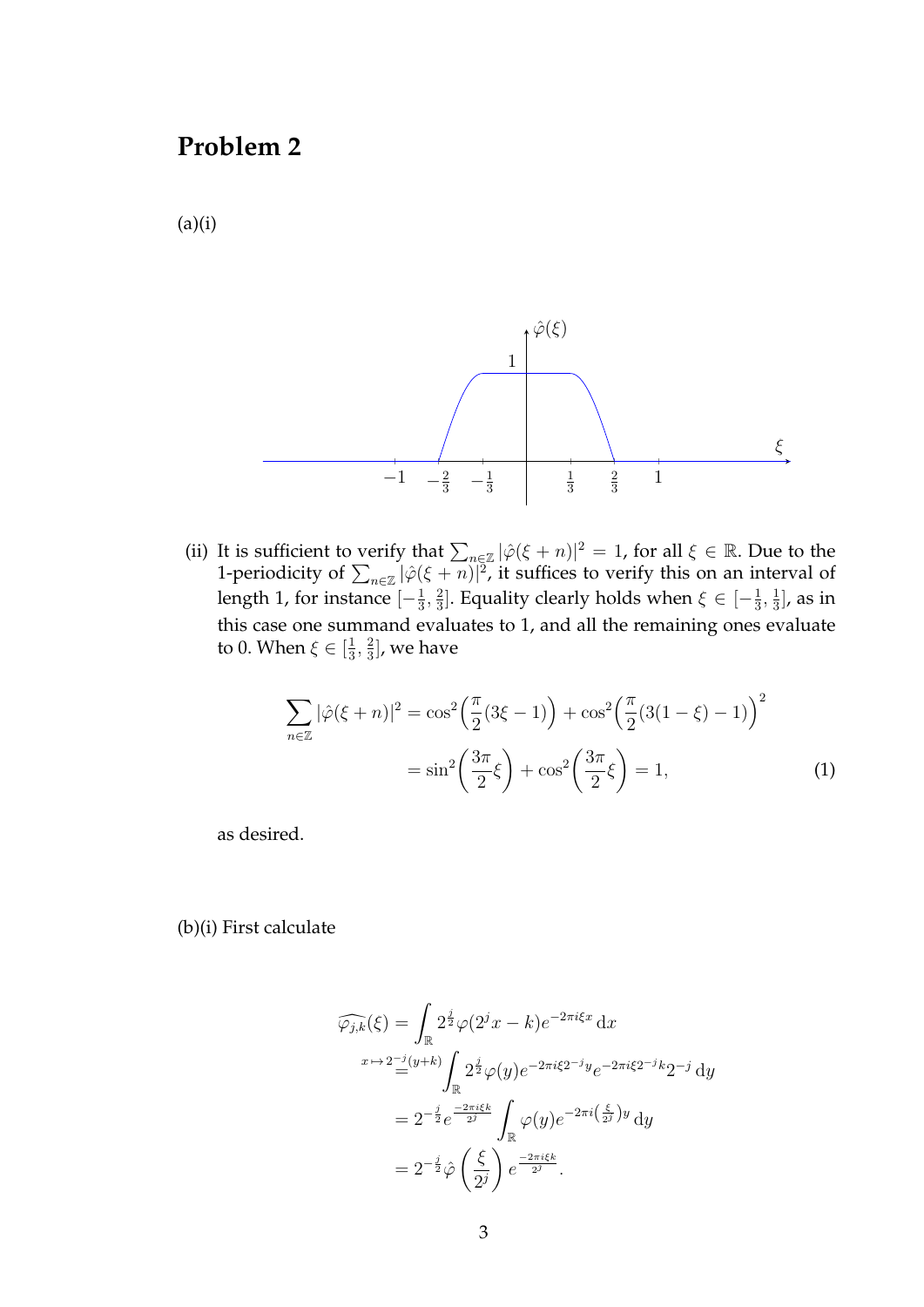# Problem 2

(a)(i)

(ii) It is sufficient to verify that $\sum_{n\in\mathbb{Z}} |\hat{\varphi}(\xi+n)|^2 = 1$, for all $\xi \in \mathbb{R}$. Due to the 1-periodicity of $\sum_{n\in\mathbb{Z}} |\hat{\varphi}(\xi+n)|^2$, it suffices to verify this on an interval of length 1, for instance $[-\frac{1}{3}, \frac{2}{3}]$. Equality clearly holds when $\xi \in [-\frac{1}{3}, \frac{1}{3}]$, as in this case one summand evaluates to 1, and all the remaining ones evaluate to 0. When $\xi \in [\frac{1}{3}, \frac{2}{3}]$, we have

$$
\begin{aligned}
\sum_{n\in\mathbb{Z}} |\hat{\varphi}(\xi+n)|^2 &= \cos^2\left(\frac{\pi}{2}(3\xi-1)\right) + \cos^2\left(\frac{\pi}{2}(3(1-\xi)-1)\right)^2 \\
&= \sin^2\left(\frac{3\pi}{2}\xi\right) + \cos^2\left(\frac{3\pi}{2}\xi\right) = 1, \qquad (1)
\end{aligned}
$$

as desired.

(b)(i) First calculate

$$
\begin{aligned}
\widehat{\varphi_{j,k}}(\xi) &= \int_{\mathbb{R}} 2^{\frac{j}{2}} \varphi(2^j x - k) e^{-2\pi i \xi x} \, \mathrm{d}x \\
&\overset{x \mapsto 2^{-j}(y+k)}{=} \int_{\mathbb{R}} 2^{\frac{j}{2}} \varphi(y) e^{-2\pi i \xi 2^{-j} y} e^{-2\pi i \xi 2^{-j} k} 2^{-j} \, \mathrm{d}y \\
&= 2^{-\frac{j}{2}} e^{\frac{-2\pi i \xi k}{2^j}} \int_{\mathbb{R}} \varphi(y) e^{-2\pi i \left(\frac{\xi}{2^j}\right) y} \, \mathrm{d}y \\
&= 2^{-\frac{j}{2}} \hat{\varphi}\left(\frac{\xi}{2^j}\right) e^{\frac{-2\pi i \xi k}{2^j}}.
\end{aligned}
$$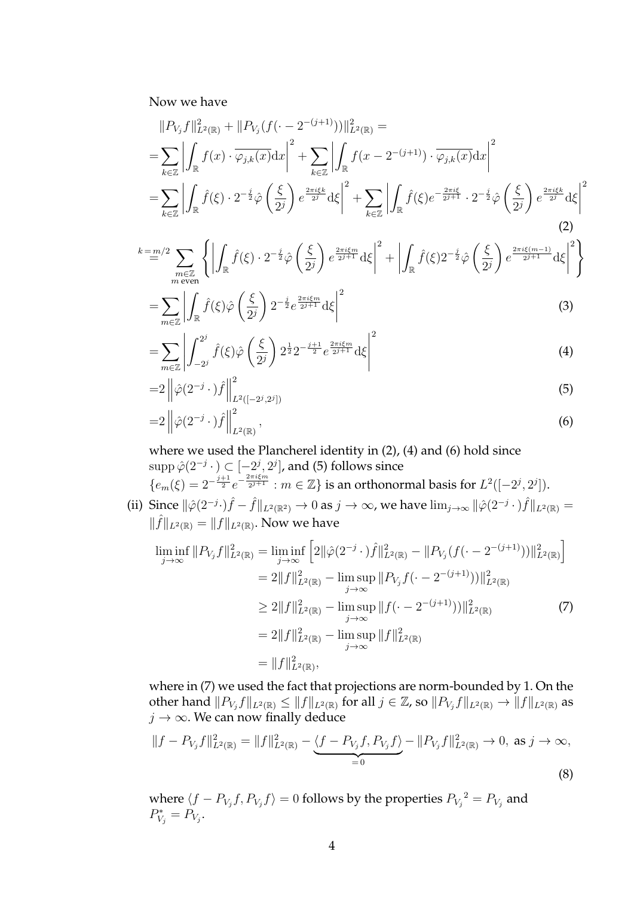Now we have

$$
\begin{aligned}
&\|P_{V_j} f\|^2_{L^2(\mathbb{R})} + \|P_{V_j}(f(\cdot - 2^{-(j+1)}))\|^2_{L^2(\mathbb{R})} = \\
=&\sum_{k\in\mathbb{Z}} \left| \int_{\mathbb{R}} f(x)\cdot \overline{\varphi_{j,k}(x)} \mathrm{d}x \right|^2 + \sum_{k\in\mathbb{Z}} \left| \int_{\mathbb{R}} f(x - 2^{-(j+1)})\cdot \overline{\varphi_{j,k}(x)} \mathrm{d}x \right|^2 \\
=&\sum_{k\in\mathbb{Z}} \left| \int_{\mathbb{R}} \hat{f}(\xi)\cdot 2^{-\frac{j}{2}} \hat{\varphi}\left(\frac{\xi}{2^j}\right) e^{\frac{2\pi i \xi k}{2^j}} \mathrm{d}\xi \right|^2 + \sum_{k\in\mathbb{Z}} \left| \int_{\mathbb{R}} \hat{f}(\xi) e^{-\frac{2\pi i \xi}{2^{j+1}}} \cdot 2^{-\frac{j}{2}} \hat{\varphi}\left(\frac{\xi}{2^j}\right) e^{\frac{2\pi i \xi k}{2^j}} \mathrm{d}\xi \right|^2 \qquad (2) \\
\overset{k=m/2}{=}& \sum_{\substack{m\in\mathbb{Z} \\ m \text{ even}}} \left\{ \left| \int_{\mathbb{R}} \hat{f}(\xi)\cdot 2^{-\frac{j}{2}} \hat{\varphi}\left(\frac{\xi}{2^j}\right) e^{\frac{2\pi i \xi m}{2^{j+1}}} \mathrm{d}\xi \right|^2 + \left| \int_{\mathbb{R}} \hat{f}(\xi) 2^{-\frac{j}{2}} \hat{\varphi}\left(\frac{\xi}{2^j}\right) e^{\frac{2\pi i \xi (m-1)}{2^{j+1}}} \mathrm{d}\xi \right|^2 \right\} \\
=&\sum_{m\in\mathbb{Z}} \left| \int_{\mathbb{R}} \hat{f}(\xi) \hat{\varphi}\left(\frac{\xi}{2^j}\right) 2^{-\frac{j}{2}} e^{\frac{2\pi i \xi m}{2^{j+1}}} \mathrm{d}\xi \right|^2 \qquad (3) \\
=&\sum_{m\in\mathbb{Z}} \left| \int_{-2^j}^{2^j} \hat{f}(\xi) \hat{\varphi}\left(\frac{\xi}{2^j}\right) 2^{\frac{1}{2}} 2^{-\frac{j+1}{2}} e^{\frac{2\pi i \xi m}{2^{j+1}}} \mathrm{d}\xi \right|^2 \qquad (4) \\
=&2 \left\| \hat{\varphi}(2^{-j}\cdot)\hat{f} \right\|^2_{L^2([-2^j,2^j])} \qquad (5) \\
=&2 \left\| \hat{\varphi}(2^{-j}\cdot)\hat{f} \right\|^2_{L^2(\mathbb{R})}, \qquad (6)
\end{aligned}
$$

where we used the Plancherel identity in (2), (4) and (6) hold since $\operatorname{supp} \hat{\varphi}(2^{-j}\cdot) \subset [-2^j, 2^j]$, and (5) follows since $\{e_m(\xi) = 2^{-\frac{j+1}{2}} e^{-\frac{2\pi i \xi m}{2^{j+1}}} : m \in \mathbb{Z}\}$ is an orthonormal basis for $L^2([-2^j, 2^j])$.

(ii) Since $\|\hat{\varphi}(2^{-j}\cdot)\hat{f} - \hat{f}\|_{L^2(\mathbb{R}^2)} \to 0$ as $j \to \infty$, we have $\lim_{j\to\infty} \|\hat{\varphi}(2^{-j}\cdot)\hat{f}\|_{L^2(\mathbb{R})} = \|\hat{f}\|_{L^2(\mathbb{R})} = \|f\|_{L^2(\mathbb{R})}$. Now we have

$$
\begin{aligned}
\liminf_{j\to\infty} \|P_{V_j} f\|^2_{L^2(\mathbb{R})} &= \liminf_{j\to\infty} \left[ 2\|\hat{\varphi}(2^{-j}\cdot)\hat{f}\|^2_{L^2(\mathbb{R})} - \|P_{V_j}(f(\cdot - 2^{-(j+1)}))\|^2_{L^2(\mathbb{R})} \right] \\
&= 2\|f\|^2_{L^2(\mathbb{R})} - \limsup_{j\to\infty} \|P_{V_j} f(\cdot - 2^{-(j+1)}))\|^2_{L^2(\mathbb{R})} \\
&\geq 2\|f\|^2_{L^2(\mathbb{R})} - \limsup_{j\to\infty} \|f(\cdot - 2^{-(j+1)}))\|^2_{L^2(\mathbb{R})} \qquad (7) \\
&= 2\|f\|^2_{L^2(\mathbb{R})} - \limsup_{j\to\infty} \|f\|^2_{L^2(\mathbb{R})} \\
&= \|f\|^2_{L^2(\mathbb{R})},
\end{aligned}
$$

where in (7) we used the fact that projections are norm-bounded by 1. On the other hand $\|P_{V_j} f\|_{L^2(\mathbb{R})} \leq \|f\|_{L^2(\mathbb{R})}$ for all $j \in \mathbb{Z}$, so $\|P_{V_j} f\|_{L^2(\mathbb{R})} \to \|f\|_{L^2(\mathbb{R})}$ as $j \to \infty$. We can now finally deduce

$$
\|f - P_{V_j} f\|^2_{L^2(\mathbb{R})} = \|f\|^2_{L^2(\mathbb{R})} - \underbrace{\langle f - P_{V_j} f, P_{V_j} f \rangle}_{=0} - \|P_{V_j} f\|^2_{L^2(\mathbb{R})} \to 0, \text{ as } j \to \infty, \qquad (8)
$$

where $\langle f - P_{V_j} f, P_{V_j} f \rangle = 0$ follows by the properties ${P_{V_j}}^2 = P_{V_j}$ and $P^*_{V_j} = P_{V_j}$.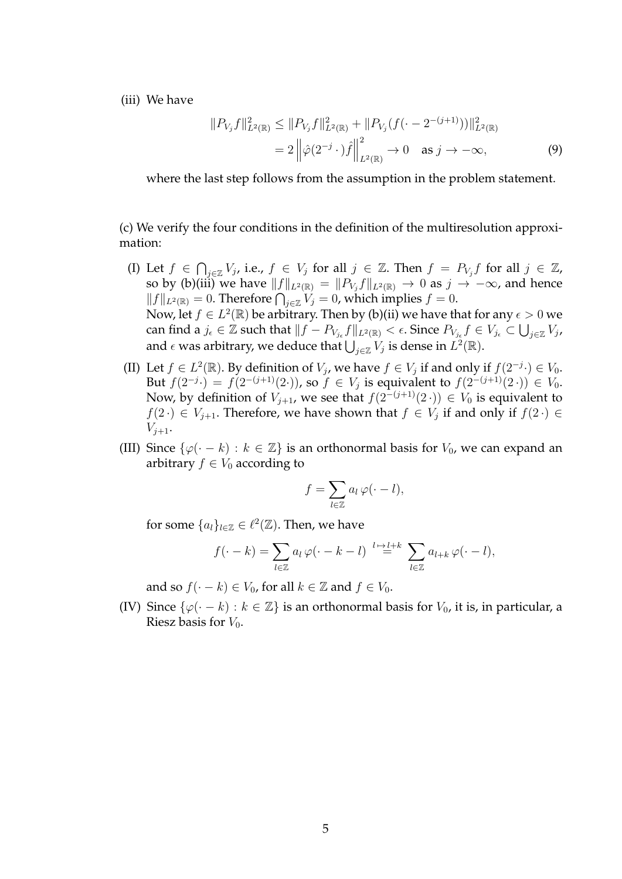(iii) We have

$$
\begin{aligned}
\|P_{V_j} f\|^2_{L^2(\mathbb{R})} &\leq \|P_{V_j} f\|^2_{L^2(\mathbb{R})} + \|P_{V_j}(f(\cdot - 2^{-(j+1)}))\|^2_{L^2(\mathbb{R})} \\
&= 2 \left\| \hat{\varphi}(2^{-j} \cdot) \hat{f} \right\|^2_{L^2(\mathbb{R})} \to 0 \quad \text{as } j \to -\infty, \qquad (9)
\end{aligned}
$$

where the last step follows from the assumption in the problem statement.

(c) We verify the four conditions in the definition of the multiresolution approximation:

(I) Let $f \in \bigcap_{j \in \mathbb{Z}} V_j$, i.e., $f \in V_j$ for all $j \in \mathbb{Z}$. Then $f = P_{V_j} f$ for all $j \in \mathbb{Z}$, so by (b)(iii) we have $\|f\|_{L^2(\mathbb{R})} = \|P_{V_j} f\|_{L^2(\mathbb{R})} \to 0$ as $j \to -\infty$, and hence $\|f\|_{L^2(\mathbb{R})} = 0$. Therefore $\bigcap_{j \in \mathbb{Z}} V_j = 0$, which implies $f = 0$.
Now, let $f \in L^2(\mathbb{R})$ be arbitrary. Then by (b)(ii) we have that for any $\epsilon > 0$ we can find a $j_\epsilon \in \mathbb{Z}$ such that $\|f - P_{V_{j_\epsilon}} f\|_{L^2(\mathbb{R})} < \epsilon$. Since $P_{V_{j_\epsilon}} f \in V_{j_\epsilon} \subset \bigcup_{j \in \mathbb{Z}} V_j$, and $\epsilon$ was arbitrary, we deduce that $\bigcup_{j \in \mathbb{Z}} V_j$ is dense in $L^2(\mathbb{R})$.

(II) Let $f \in L^2(\mathbb{R})$. By definition of $V_j$, we have $f \in V_j$ if and only if $f(2^{-j} \cdot) \in V_0$. But $f(2^{-j} \cdot) = f(2^{-(j+1)}(2 \cdot))$, so $f \in V_j$ is equivalent to $f(2^{-(j+1)}(2 \cdot)) \in V_0$. Now, by definition of $V_{j+1}$, we see that $f(2^{-(j+1)}(2 \cdot)) \in V_0$ is equivalent to $f(2 \cdot) \in V_{j+1}$. Therefore, we have shown that $f \in V_j$ if and only if $f(2 \cdot) \in V_{j+1}$.

(III) Since $\{\varphi(\cdot - k) : k \in \mathbb{Z}\}$ is an orthonormal basis for $V_0$, we can expand an arbitrary $f \in V_0$ according to

$$
f = \sum_{l \in \mathbb{Z}} a_l \, \varphi(\cdot - l),
$$

for some $\{a_l\}_{l \in \mathbb{Z}} \in \ell^2(\mathbb{Z})$. Then, we have

$$
f(\cdot - k) = \sum_{l \in \mathbb{Z}} a_l \, \varphi(\cdot - k - l) \overset{l \mapsto l+k}{=} \sum_{l \in \mathbb{Z}} a_{l+k} \, \varphi(\cdot - l),
$$

and so $f(\cdot - k) \in V_0$, for all $k \in \mathbb{Z}$ and $f \in V_0$.

(IV) Since $\{\varphi(\cdot - k) : k \in \mathbb{Z}\}$ is an orthonormal basis for $V_0$, it is, in particular, a Riesz basis for $V_0$.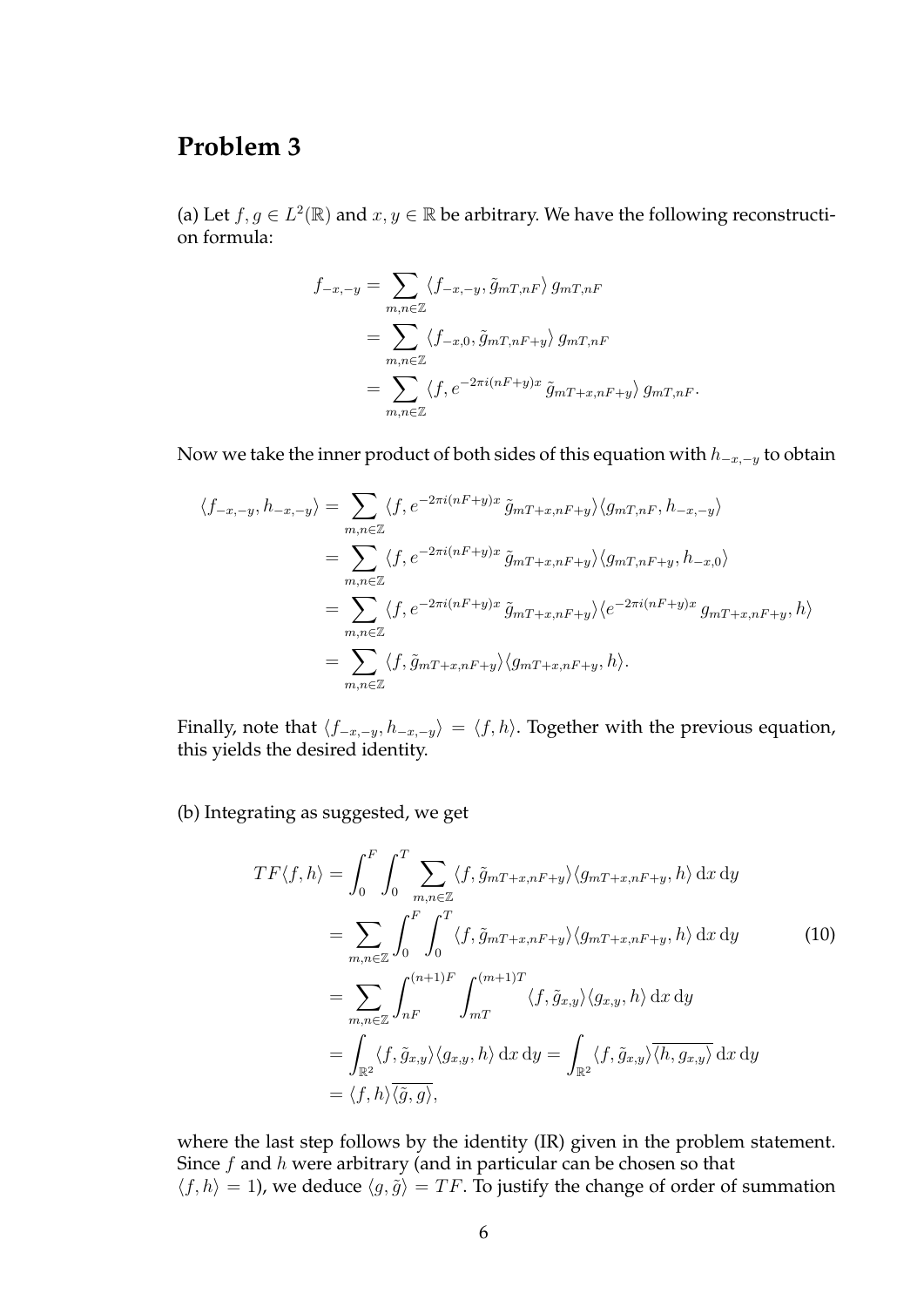## Problem 3

(a) Let $f, g \in L^2(\mathbb{R})$ and $x, y \in \mathbb{R}$ be arbitrary. We have the following reconstruction formula:

$$
\begin{aligned}
f_{-x,-y} &= \sum_{m,n\in\mathbb{Z}} \langle f_{-x,-y}, \tilde{g}_{mT,nF}\rangle \, g_{mT,nF} \\
&= \sum_{m,n\in\mathbb{Z}} \langle f_{-x,0}, \tilde{g}_{mT,nF+y}\rangle \, g_{mT,nF} \\
&= \sum_{m,n\in\mathbb{Z}} \langle f, e^{-2\pi i(nF+y)x} \, \tilde{g}_{mT+x,nF+y}\rangle \, g_{mT,nF}.
\end{aligned}
$$

Now we take the inner product of both sides of this equation with $h_{-x,-y}$ to obtain

$$
\begin{aligned}
\langle f_{-x,-y}, h_{-x,-y}\rangle &= \sum_{m,n\in\mathbb{Z}} \langle f, e^{-2\pi i(nF+y)x} \, \tilde{g}_{mT+x,nF+y}\rangle \langle g_{mT,nF}, h_{-x,-y}\rangle \\
&= \sum_{m,n\in\mathbb{Z}} \langle f, e^{-2\pi i(nF+y)x} \, \tilde{g}_{mT+x,nF+y}\rangle \langle g_{mT,nF+y}, h_{-x,0}\rangle \\
&= \sum_{m,n\in\mathbb{Z}} \langle f, e^{-2\pi i(nF+y)x} \, \tilde{g}_{mT+x,nF+y}\rangle \langle e^{-2\pi i(nF+y)x} \, g_{mT+x,nF+y}, h\rangle \\
&= \sum_{m,n\in\mathbb{Z}} \langle f, \tilde{g}_{mT+x,nF+y}\rangle \langle g_{mT+x,nF+y}, h\rangle.
\end{aligned}
$$

Finally, note that $\langle f_{-x,-y}, h_{-x,-y}\rangle = \langle f, h\rangle$. Together with the previous equation, this yields the desired identity.

(b) Integrating as suggested, we get

$$
\begin{aligned}
TF\langle f, h\rangle &= \int_0^F \int_0^T \sum_{m,n\in\mathbb{Z}} \langle f, \tilde{g}_{mT+x,nF+y}\rangle \langle g_{mT+x,nF+y}, h\rangle \, \mathrm{d}x \, \mathrm{d}y \\
&= \sum_{m,n\in\mathbb{Z}} \int_0^F \int_0^T \langle f, \tilde{g}_{mT+x,nF+y}\rangle \langle g_{mT+x,nF+y}, h\rangle \, \mathrm{d}x \, \mathrm{d}y \qquad (10) \\
&= \sum_{m,n\in\mathbb{Z}} \int_{nF}^{(n+1)F} \int_{mT}^{(m+1)T} \langle f, \tilde{g}_{x,y}\rangle \langle g_{x,y}, h\rangle \, \mathrm{d}x \, \mathrm{d}y \\
&= \int_{\mathbb{R}^2} \langle f, \tilde{g}_{x,y}\rangle \langle g_{x,y}, h\rangle \, \mathrm{d}x \, \mathrm{d}y = \int_{\mathbb{R}^2} \langle f, \tilde{g}_{x,y}\rangle \overline{\langle h, g_{x,y}\rangle} \, \mathrm{d}x \, \mathrm{d}y \\
&= \langle f, h\rangle \overline{\langle \tilde{g}, g\rangle},
\end{aligned}
$$

where the last step follows by the identity (IR) given in the problem statement. Since $f$ and $h$ were arbitrary (and in particular can be chosen so that $\langle f, h\rangle = 1$), we deduce $\langle g, \tilde{g}\rangle = TF$. To justify the change of order of summation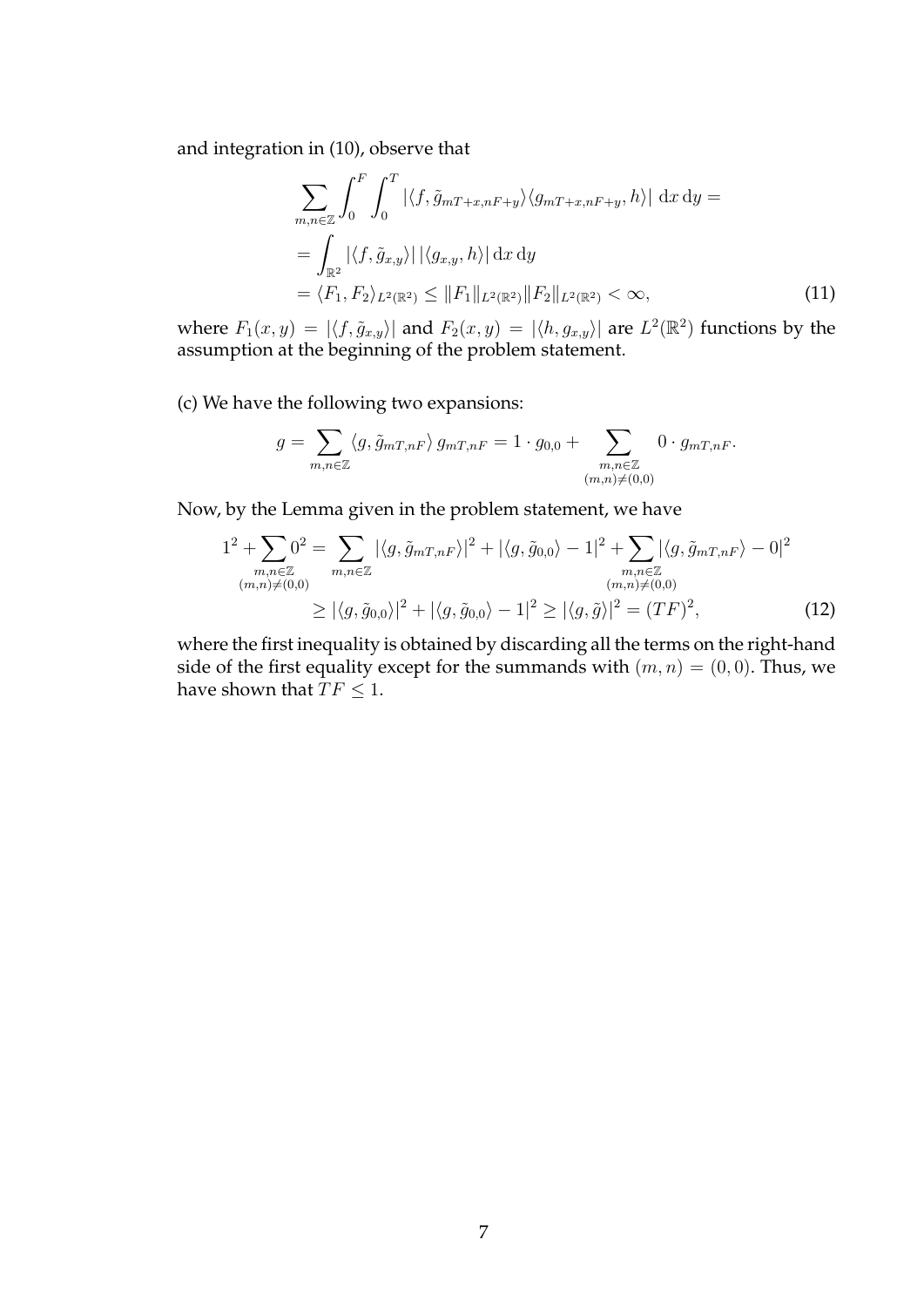and integration in (10), observe that

$$
\begin{aligned}
&\sum_{m,n\in\mathbb{Z}} \int_0^F \int_0^T |\langle f, \tilde{g}_{mT+x,nF+y}\rangle \langle g_{mT+x,nF+y}, h\rangle| \,\mathrm{d}x\,\mathrm{d}y = \\
&= \int_{\mathbb{R}^2} |\langle f, \tilde{g}_{x,y}\rangle| \, |\langle g_{x,y}, h\rangle| \,\mathrm{d}x\,\mathrm{d}y \\
&= \langle F_1, F_2\rangle_{L^2(\mathbb{R}^2)} \le \|F_1\|_{L^2(\mathbb{R}^2)} \|F_2\|_{L^2(\mathbb{R}^2)} < \infty, \qquad (11)
\end{aligned}
$$

where $F_1(x,y) = |\langle f, \tilde{g}_{x,y}\rangle|$ and $F_2(x,y) = |\langle h, g_{x,y}\rangle|$ are $L^2(\mathbb{R}^2)$ functions by the assumption at the beginning of the problem statement.

(c) We have the following two expansions:

$$
g = \sum_{m,n\in\mathbb{Z}} \langle g, \tilde{g}_{mT,nF}\rangle \, g_{mT,nF} = 1 \cdot g_{0,0} + \sum_{\substack{m,n\in\mathbb{Z} \\ (m,n)\neq(0,0)}} 0 \cdot g_{mT,nF}.
$$

Now, by the Lemma given in the problem statement, we have

$$
\begin{aligned}
1^2 + \sum_{\substack{m,n\in\mathbb{Z} \\ (m,n)\neq(0,0)}} 0^2 &= \sum_{m,n\in\mathbb{Z}} |\langle g, \tilde{g}_{mT,nF}\rangle|^2 + |\langle g, \tilde{g}_{0,0}\rangle - 1|^2 + \sum_{\substack{m,n\in\mathbb{Z} \\ (m,n)\neq(0,0)}} |\langle g, \tilde{g}_{mT,nF}\rangle - 0|^2 \\
&\ge |\langle g, \tilde{g}_{0,0}\rangle|^2 + |\langle g, \tilde{g}_{0,0}\rangle - 1|^2 \ge |\langle g, \tilde{g}\rangle|^2 = (TF)^2, \qquad (12)
\end{aligned}
$$

where the first inequality is obtained by discarding all the terms on the right-hand side of the first equality except for the summands with $(m,n) = (0,0)$. Thus, we have shown that $TF \le 1$.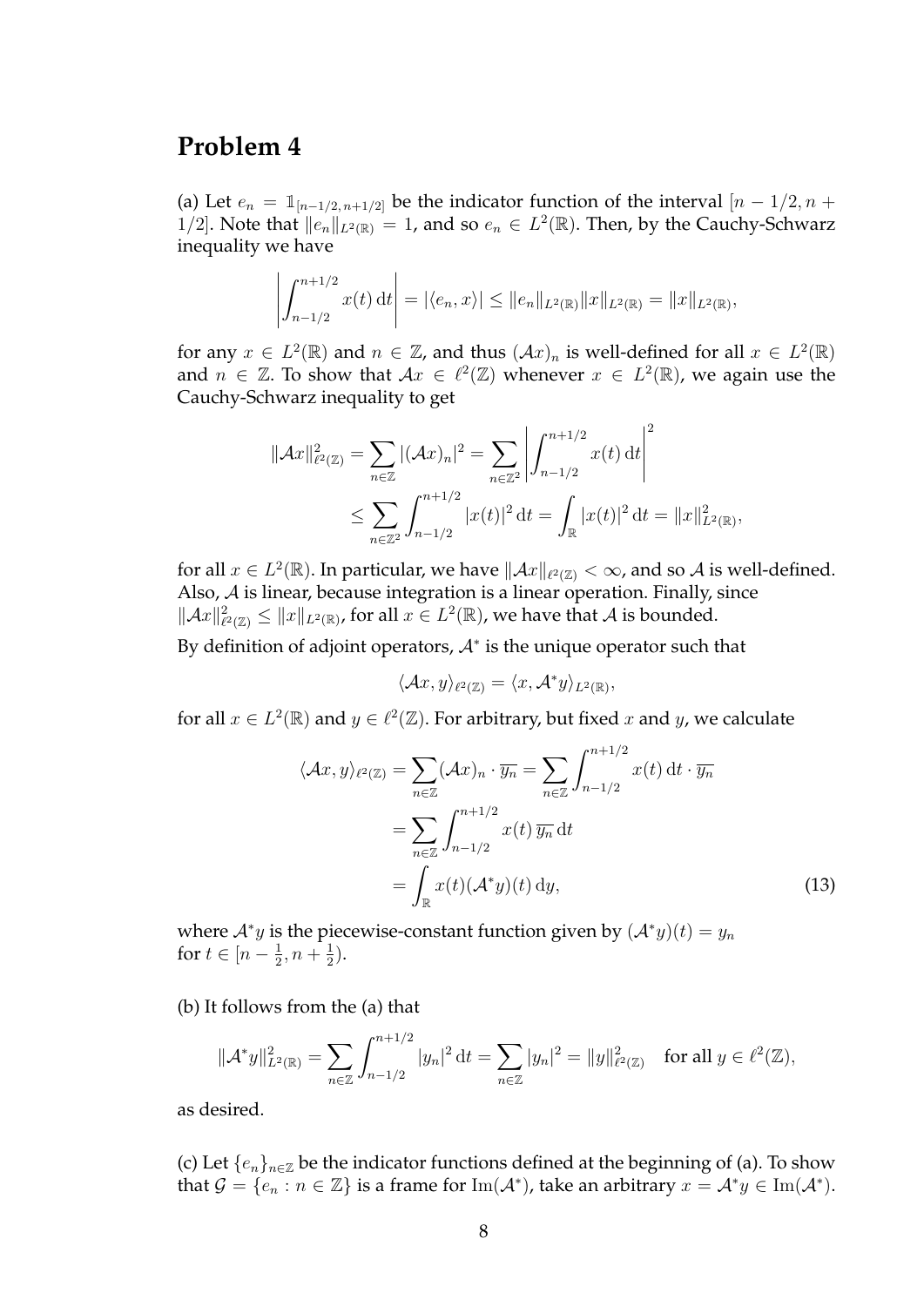## Problem 4

(a) Let $e_n = \mathbb{1}_{[n-1/2,\,n+1/2]}$ be the indicator function of the interval $[n - 1/2, n + 1/2]$. Note that $\|e_n\|_{L^2(\mathbb{R})} = 1$, and so $e_n \in L^2(\mathbb{R})$. Then, by the Cauchy-Schwarz inequality we have

$$\left| \int_{n-1/2}^{n+1/2} x(t)\,\mathrm{d}t \right| = |\langle e_n, x\rangle| \le \|e_n\|_{L^2(\mathbb{R})} \|x\|_{L^2(\mathbb{R})} = \|x\|_{L^2(\mathbb{R})},$$

for any $x \in L^2(\mathbb{R})$ and $n \in \mathbb{Z}$, and thus $(\mathcal{A}x)_n$ is well-defined for all $x \in L^2(\mathbb{R})$ and $n \in \mathbb{Z}$. To show that $\mathcal{A}x \in \ell^2(\mathbb{Z})$ whenever $x \in L^2(\mathbb{R})$, we again use the Cauchy-Schwarz inequality to get

$$\begin{aligned}
\|\mathcal{A}x\|^2_{\ell^2(\mathbb{Z})} &= \sum_{n\in\mathbb{Z}} |(\mathcal{A}x)_n|^2 = \sum_{n\in\mathbb{Z}^2} \left| \int_{n-1/2}^{n+1/2} x(t)\,\mathrm{d}t \right|^2 \\
&\le \sum_{n\in\mathbb{Z}^2} \int_{n-1/2}^{n+1/2} |x(t)|^2\,\mathrm{d}t = \int_{\mathbb{R}} |x(t)|^2\,\mathrm{d}t = \|x\|^2_{L^2(\mathbb{R})},
\end{aligned}$$

for all $x \in L^2(\mathbb{R})$. In particular, we have $\|\mathcal{A}x\|_{\ell^2(\mathbb{Z})} < \infty$, and so $\mathcal{A}$ is well-defined. Also, $\mathcal{A}$ is linear, because integration is a linear operation. Finally, since $\|\mathcal{A}x\|^2_{\ell^2(\mathbb{Z})} \le \|x\|_{L^2(\mathbb{R})}$, for all $x \in L^2(\mathbb{R})$, we have that $\mathcal{A}$ is bounded.

By definition of adjoint operators, $\mathcal{A}^*$ is the unique operator such that

$$\langle \mathcal{A}x, y\rangle_{\ell^2(\mathbb{Z})} = \langle x, \mathcal{A}^* y\rangle_{L^2(\mathbb{R})},$$

for all $x \in L^2(\mathbb{R})$ and $y \in \ell^2(\mathbb{Z})$. For arbitrary, but fixed $x$ and $y$, we calculate

$$\begin{aligned}
\langle \mathcal{A}x, y\rangle_{\ell^2(\mathbb{Z})} &= \sum_{n\in\mathbb{Z}} (\mathcal{A}x)_n \cdot \overline{y_n} = \sum_{n\in\mathbb{Z}} \int_{n-1/2}^{n+1/2} x(t)\,\mathrm{d}t \cdot \overline{y_n} \\
&= \sum_{n\in\mathbb{Z}} \int_{n-1/2}^{n+1/2} x(t)\,\overline{y_n}\,\mathrm{d}t \\
&= \int_{\mathbb{R}} x(t) (\mathcal{A}^* y)(t)\,\mathrm{d}y, \qquad (13)
\end{aligned}$$

where $\mathcal{A}^* y$ is the piecewise-constant function given by $(\mathcal{A}^* y)(t) = y_n$ for $t \in [n - \frac{1}{2}, n + \frac{1}{2})$.

(b) It follows from the (a) that

$$\|\mathcal{A}^* y\|^2_{L^2(\mathbb{R})} = \sum_{n\in\mathbb{Z}} \int_{n-1/2}^{n+1/2} |y_n|^2\,\mathrm{d}t = \sum_{n\in\mathbb{Z}} |y_n|^2 = \|y\|^2_{\ell^2(\mathbb{Z})} \quad \text{for all } y \in \ell^2(\mathbb{Z}),$$

as desired.

(c) Let $\{e_n\}_{n\in\mathbb{Z}}$ be the indicator functions defined at the beginning of (a). To show that $\mathcal{G} = \{e_n : n \in \mathbb{Z}\}$ is a frame for $\mathrm{Im}(\mathcal{A}^*)$, take an arbitrary $x = \mathcal{A}^* y \in \mathrm{Im}(\mathcal{A}^*)$.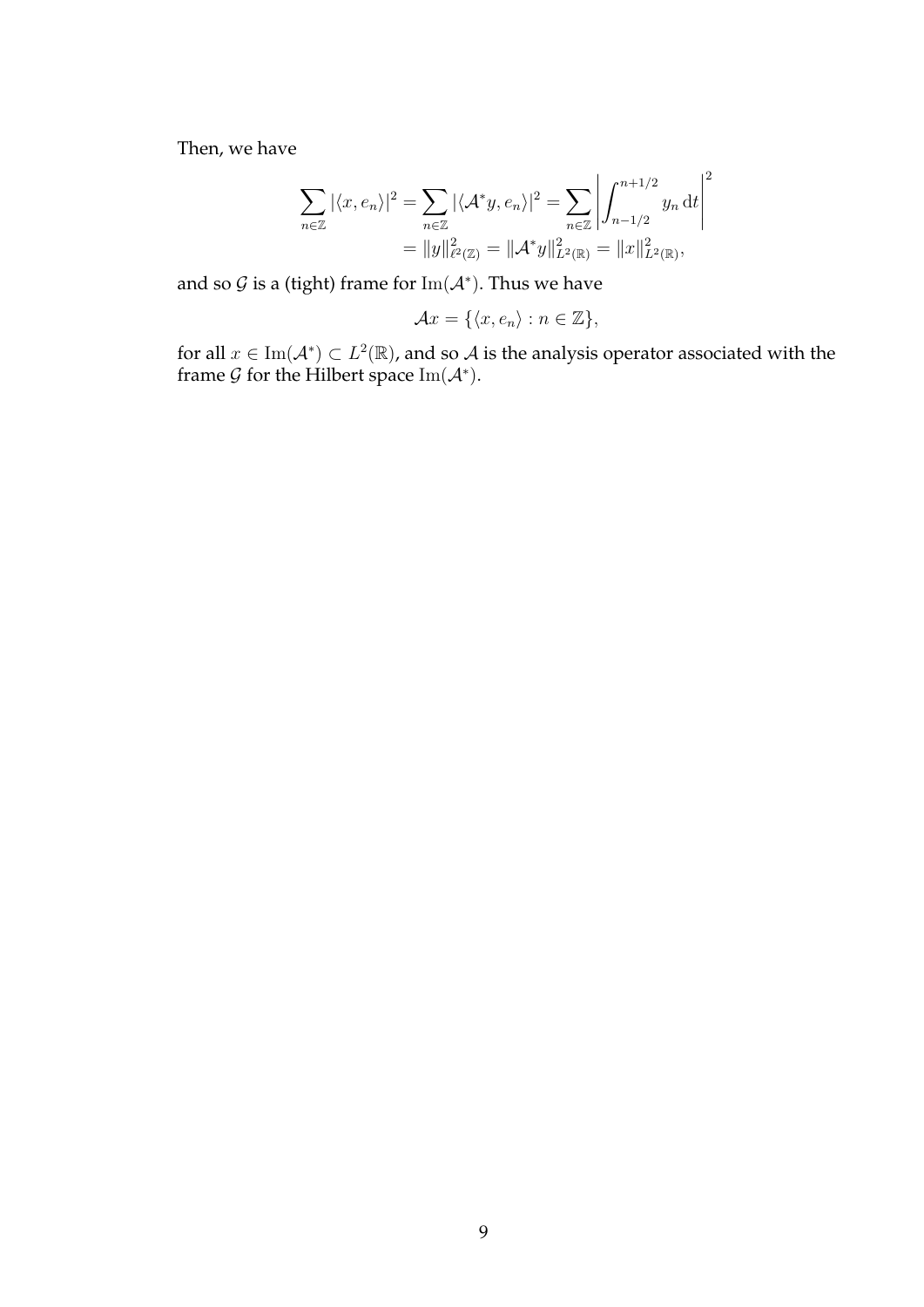Then, we have

$$\sum_{n\in\mathbb{Z}} |\langle x, e_n\rangle|^2 = \sum_{n\in\mathbb{Z}} |\langle \mathcal{A}^* y, e_n\rangle|^2 = \sum_{n\in\mathbb{Z}} \left| \int_{n-1/2}^{n+1/2} y_n \, \mathrm{d}t \right|^2$$
$$= \|y\|^2_{\ell^2(\mathbb{Z})} = \|\mathcal{A}^* y\|^2_{L^2(\mathbb{R})} = \|x\|^2_{L^2(\mathbb{R})},$$

and so $\mathcal{G}$ is a (tight) frame for $\mathrm{Im}(\mathcal{A}^*)$. Thus we have

$$\mathcal{A}x = \{\langle x, e_n\rangle : n \in \mathbb{Z}\},$$

for all $x \in \mathrm{Im}(\mathcal{A}^*) \subset L^2(\mathbb{R})$, and so $\mathcal{A}$ is the analysis operator associated with the frame $\mathcal{G}$ for the Hilbert space $\mathrm{Im}(\mathcal{A}^*)$.